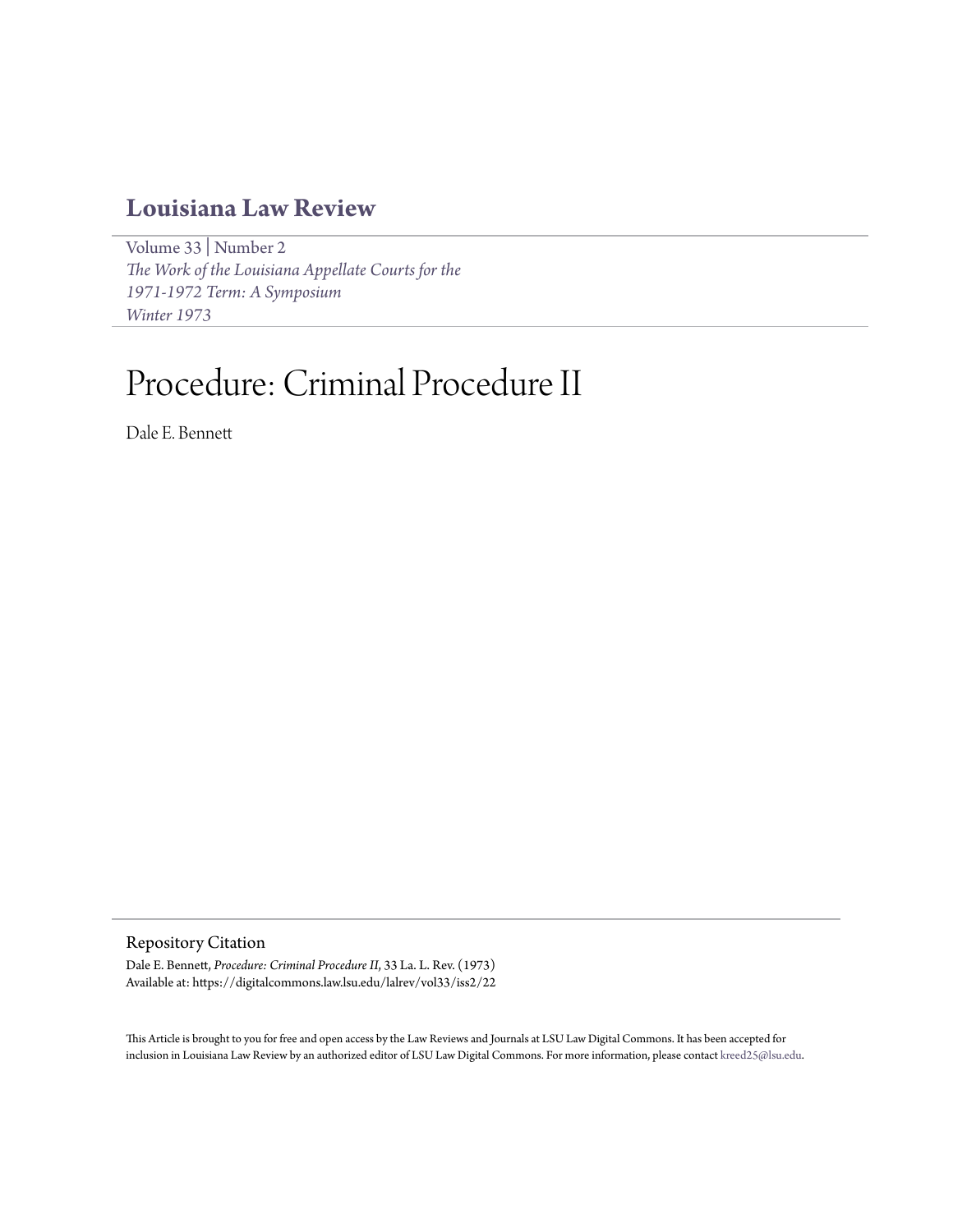# Louisiana Law Review

Volume 33 | Number 2
*The Work of the Louisiana Appellate Courts for the 1971-1972 Term: A Symposium*
*Winter 1973*

# Procedure: Criminal Procedure II

Dale E. Bennett

## Repository Citation

Dale E. Bennett, *Procedure: Criminal Procedure II*, 33 La. L. Rev. (1973)
Available at: https://digitalcommons.law.lsu.edu/lalrev/vol33/iss2/22

This Article is brought to you for free and open access by the Law Reviews and Journals at LSU Law Digital Commons. It has been accepted for inclusion in Louisiana Law Review by an authorized editor of LSU Law Digital Commons. For more information, please contact kreed25@lsu.edu.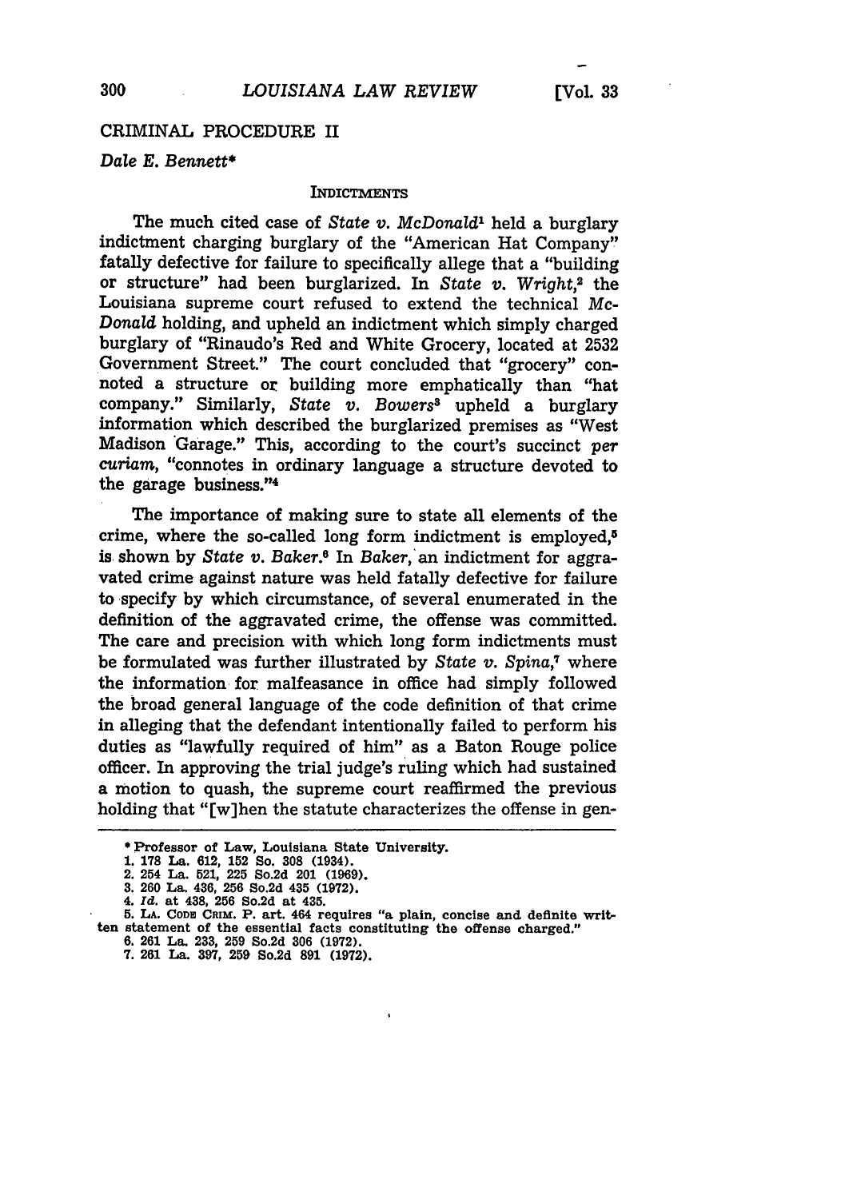## CRIMINAL PROCEDURE II

*Dale E. Bennett**

### INDICTMENTS

The much cited case of *State v. McDonald*[1] held a burglary indictment charging burglary of the "American Hat Company" fatally defective for failure to specifically allege that a "building or structure" had been burglarized. In *State v. Wright*,[2] the Louisiana supreme court refused to extend the technical *McDonald* holding, and upheld an indictment which simply charged burglary of "Rinaudo's Red and White Grocery, located at 2532 Government Street." The court concluded that "grocery" connoted a structure or building more emphatically than "hat company." Similarly, *State v. Bowers*[3] upheld a burglary information which described the burglarized premises as "West Madison Garage." This, according to the court's succinct *per curiam*, "connotes in ordinary language a structure devoted to the garage business."[4]

The importance of making sure to state all elements of the crime, where the so-called long form indictment is employed,[5] is shown by *State v. Baker*.[6] In *Baker*, an indictment for aggravated crime against nature was held fatally defective for failure to specify by which circumstance, of several enumerated in the definition of the aggravated crime, the offense was committed. The care and precision with which long form indictments must be formulated was further illustrated by *State v. Spina*,[7] where the information for malfeasance in office had simply followed the broad general language of the code definition of that crime in alleging that the defendant intentionally failed to perform his duties as "lawfully required of him" as a Baton Rouge police officer. In approving the trial judge's ruling which had sustained a motion to quash, the supreme court reaffirmed the previous holding that "[w]hen the statute characterizes the offense in gen-

---

\* Professor of Law, Louisiana State University.

1. 178 La. 612, 152 So. 308 (1934).
2. 254 La. 521, 225 So.2d 201 (1969).
3. 260 La. 436, 256 So.2d 435 (1972).
4. *Id.* at 438, 256 So.2d at 435.
5. LA. CODE CRIM. P. art. 464 requires "a plain, concise and definite written statement of the essential facts constituting the offense charged."
6. 261 La. 233, 259 So.2d 306 (1972).
7. 261 La. 397, 259 So.2d 891 (1972).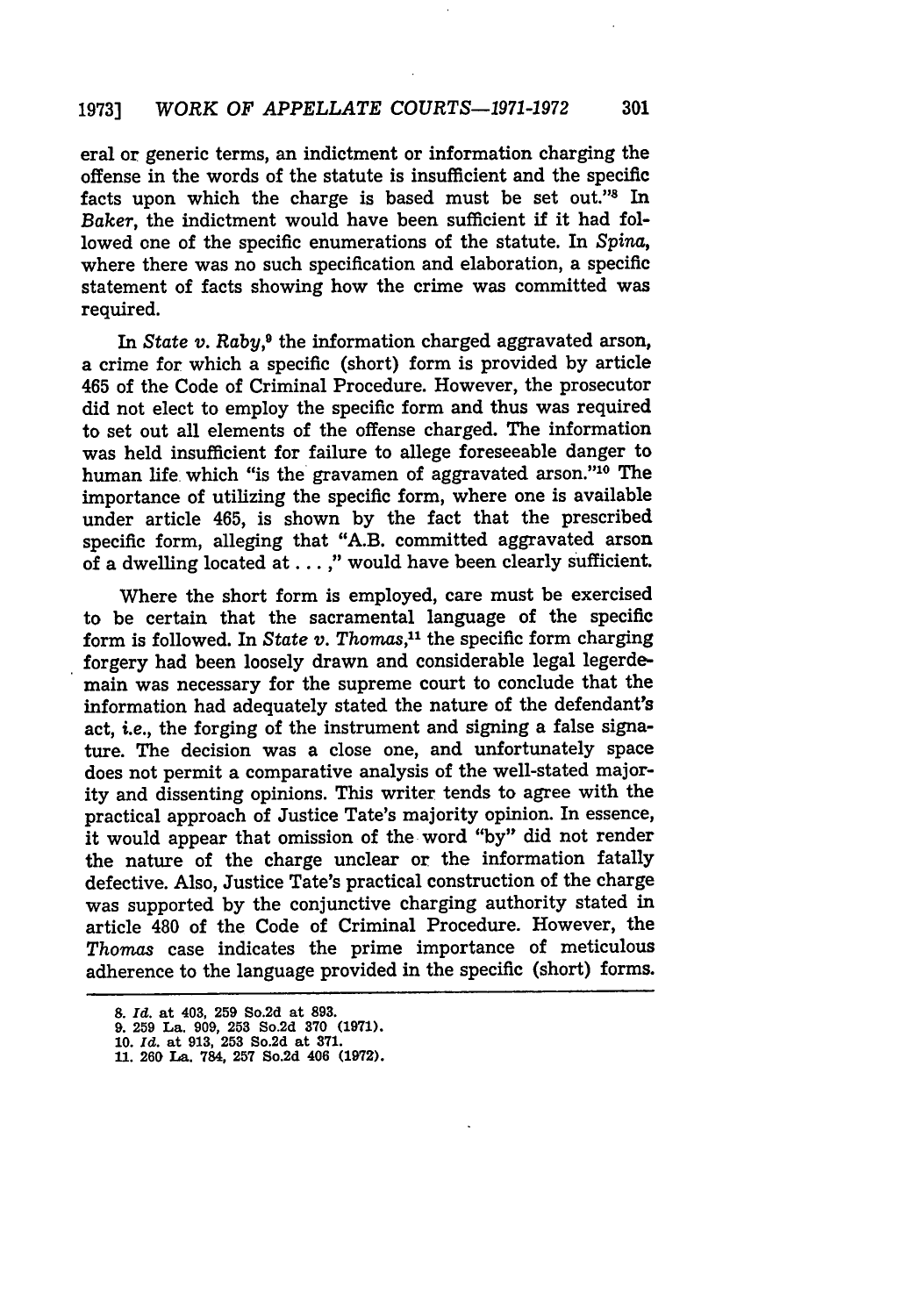eral or generic terms, an indictment or information charging the offense in the words of the statute is insufficient and the specific facts upon which the charge is based must be set out."[8] In *Baker*, the indictment would have been sufficient if it had followed one of the specific enumerations of the statute. In *Spina*, where there was no such specification and elaboration, a specific statement of facts showing how the crime was committed was required.

In *State v. Raby*,[9] the information charged aggravated arson, a crime for which a specific (short) form is provided by article 465 of the Code of Criminal Procedure. However, the prosecutor did not elect to employ the specific form and thus was required to set out all elements of the offense charged. The information was held insufficient for failure to allege foreseeable danger to human life which "is the gravamen of aggravated arson."[10] The importance of utilizing the specific form, where one is available under article 465, is shown by the fact that the prescribed specific form, alleging that "A.B. committed aggravated arson of a dwelling located at . . . ," would have been clearly sufficient.

Where the short form is employed, care must be exercised to be certain that the sacramental language of the specific form is followed. In *State v. Thomas*,[11] the specific form charging forgery had been loosely drawn and considerable legal legerdemain was necessary for the supreme court to conclude that the information had adequately stated the nature of the defendant's act, *i.e.*, the forging of the instrument and signing a false signature. The decision was a close one, and unfortunately space does not permit a comparative analysis of the well-stated majority and dissenting opinions. This writer tends to agree with the practical approach of Justice Tate's majority opinion. In essence, it would appear that omission of the word "by" did not render the nature of the charge unclear or the information fatally defective. Also, Justice Tate's practical construction of the charge was supported by the conjunctive charging authority stated in article 480 of the Code of Criminal Procedure. However, the *Thomas* case indicates the prime importance of meticulous adherence to the language provided in the specific (short) forms.

---

8. *Id.* at 403, 259 So.2d at 893.
9. 259 La. 909, 253 So.2d 370 (1971).
10. *Id.* at 913, 253 So.2d at 371.
11. 260 La. 784, 257 So.2d 406 (1972).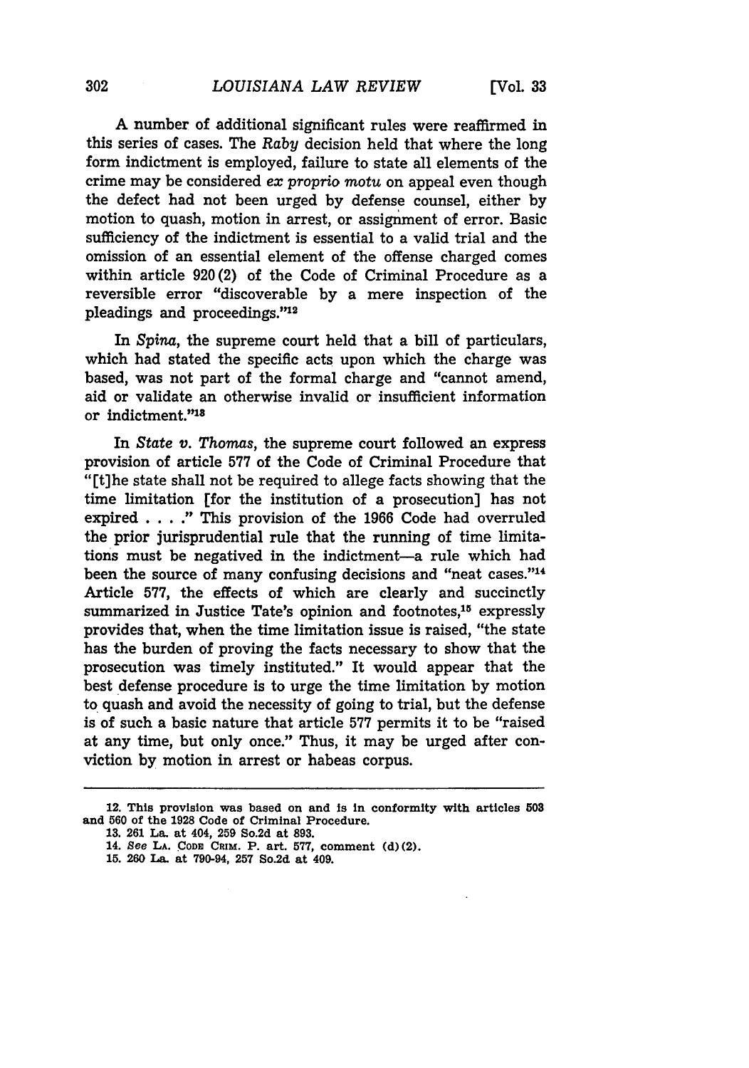A number of additional significant rules were reaffirmed in this series of cases. The *Raby* decision held that where the long form indictment is employed, failure to state all elements of the crime may be considered *ex proprio motu* on appeal even though the defect had not been urged by defense counsel, either by motion to quash, motion in arrest, or assignment of error. Basic sufficiency of the indictment is essential to a valid trial and the omission of an essential element of the offense charged comes within article 920(2) of the Code of Criminal Procedure as a reversible error "discoverable by a mere inspection of the pleadings and proceedings."[12]

In *Spina*, the supreme court held that a bill of particulars, which had stated the specific acts upon which the charge was based, was not part of the formal charge and "cannot amend, aid or validate an otherwise invalid or insufficient information or indictment."[13]

In *State v. Thomas*, the supreme court followed an express provision of article 577 of the Code of Criminal Procedure that "[t]he state shall not be required to allege facts showing that the time limitation [for the institution of a prosecution] has not expired . . . ." This provision of the 1966 Code had overruled the prior jurisprudential rule that the running of time limitations must be negatived in the indictment—a rule which had been the source of many confusing decisions and "neat cases."[14] Article 577, the effects of which are clearly and succinctly summarized in Justice Tate's opinion and footnotes,[15] expressly provides that, when the time limitation issue is raised, "the state has the burden of proving the facts necessary to show that the prosecution was timely instituted." It would appear that the best defense procedure is to urge the time limitation by motion to quash and avoid the necessity of going to trial, but the defense is of such a basic nature that article 577 permits it to be "raised at any time, but only once." Thus, it may be urged after conviction by motion in arrest or habeas corpus.

---

12. This provision was based on and is in conformity with articles 503 and 560 of the 1928 Code of Criminal Procedure.

13. 261 La. at 404, 259 So.2d at 893.

14. *See* LA. CODE CRIM. P. art. 577, comment (d)(2).

15. 260 La. at 790-94, 257 So.2d at 409.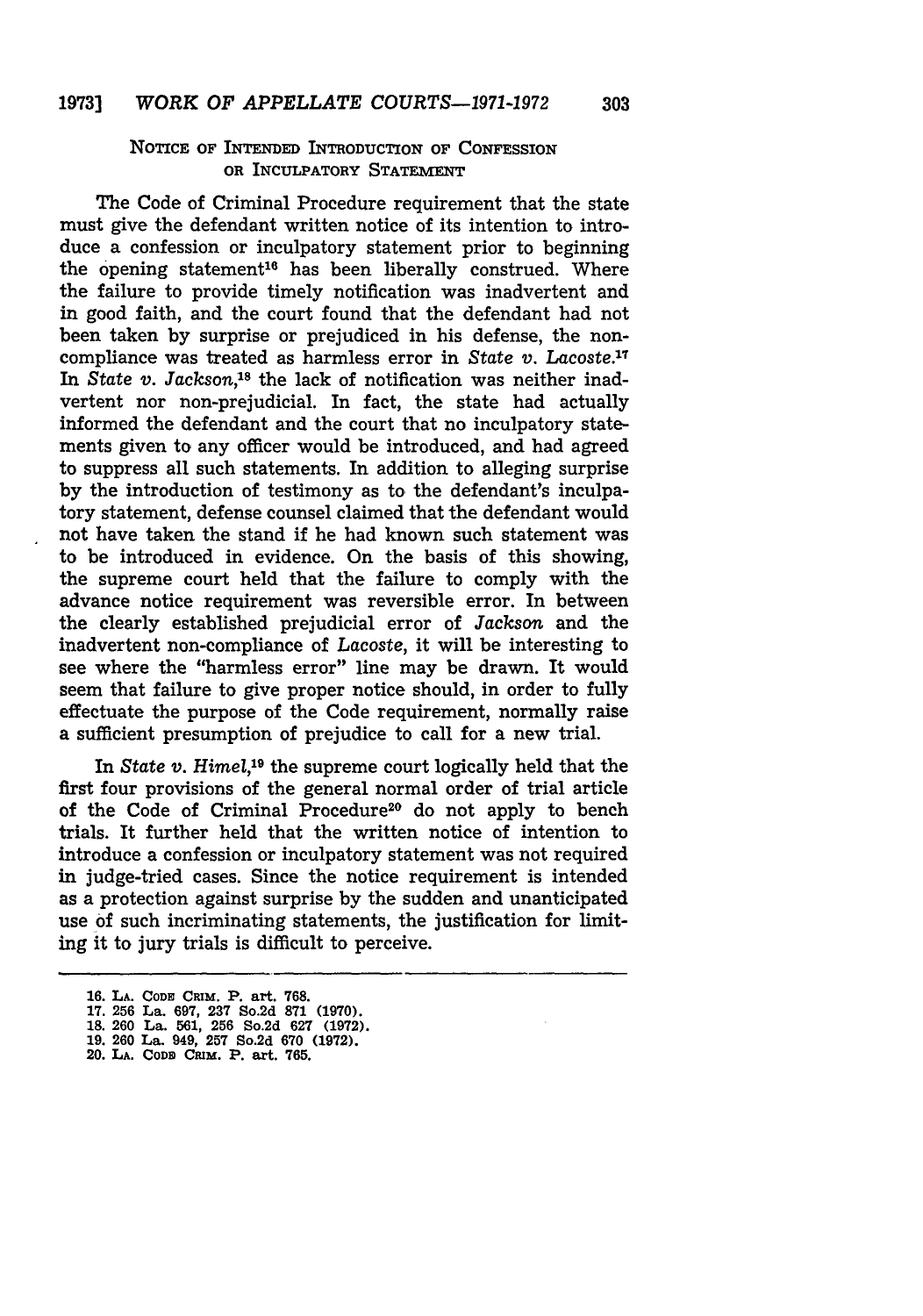### NOTICE OF INTENDED INTRODUCTION OF CONFESSION OR INCULPATORY STATEMENT

The Code of Criminal Procedure requirement that the state must give the defendant written notice of its intention to introduce a confession or inculpatory statement prior to beginning the opening statement[16] has been liberally construed. Where the failure to provide timely notification was inadvertent and in good faith, and the court found that the defendant had not been taken by surprise or prejudiced in his defense, the non-compliance was treated as harmless error in *State v. Lacoste*.[17] In *State v. Jackson*,[18] the lack of notification was neither inadvertent nor non-prejudicial. In fact, the state had actually informed the defendant and the court that no inculpatory statements given to any officer would be introduced, and had agreed to suppress all such statements. In addition to alleging surprise by the introduction of testimony as to the defendant's inculpatory statement, defense counsel claimed that the defendant would not have taken the stand if he had known such statement was to be introduced in evidence. On the basis of this showing, the supreme court held that the failure to comply with the advance notice requirement was reversible error. In between the clearly established prejudicial error of *Jackson* and the inadvertent non-compliance of *Lacoste*, it will be interesting to see where the "harmless error" line may be drawn. It would seem that failure to give proper notice should, in order to fully effectuate the purpose of the Code requirement, normally raise a sufficient presumption of prejudice to call for a new trial.

In *State v. Himel*,[19] the supreme court logically held that the first four provisions of the general normal order of trial article of the Code of Criminal Procedure[20] do not apply to bench trials. It further held that the written notice of intention to introduce a confession or inculpatory statement was not required in judge-tried cases. Since the notice requirement is intended as a protection against surprise by the sudden and unanticipated use of such incriminating statements, the justification for limiting it to jury trials is difficult to perceive.

---

16. LA. CODE CRIM. P. art. 768.
17. 256 La. 697, 237 So.2d 871 (1970).
18. 260 La. 561, 256 So.2d 627 (1972).
19. 260 La. 949, 257 So.2d 670 (1972).
20. LA. CODE CRIM. P. art. 765.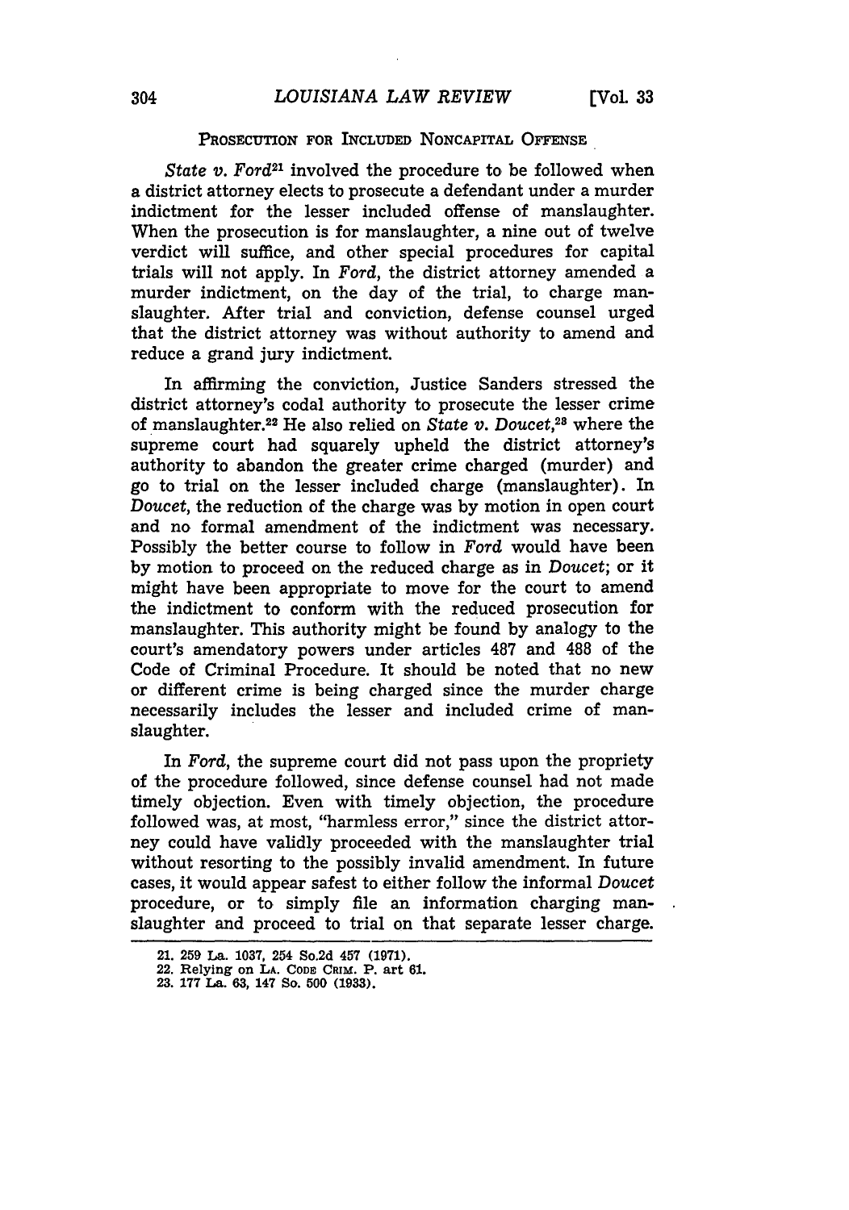### PROSECUTION FOR INCLUDED NONCAPITAL OFFENSE

*State v. Ford*[21] involved the procedure to be followed when a district attorney elects to prosecute a defendant under a murder indictment for the lesser included offense of manslaughter. When the prosecution is for manslaughter, a nine out of twelve verdict will suffice, and other special procedures for capital trials will not apply. In *Ford*, the district attorney amended a murder indictment, on the day of the trial, to charge manslaughter. After trial and conviction, defense counsel urged that the district attorney was without authority to amend and reduce a grand jury indictment.

In affirming the conviction, Justice Sanders stressed the district attorney's codal authority to prosecute the lesser crime of manslaughter.[22] He also relied on *State v. Doucet*,[23] where the supreme court had squarely upheld the district attorney's authority to abandon the greater crime charged (murder) and go to trial on the lesser included charge (manslaughter). In *Doucet*, the reduction of the charge was by motion in open court and no formal amendment of the indictment was necessary. Possibly the better course to follow in *Ford* would have been by motion to proceed on the reduced charge as in *Doucet*; or it might have been appropriate to move for the court to amend the indictment to conform with the reduced prosecution for manslaughter. This authority might be found by analogy to the court's amendatory powers under articles 487 and 488 of the Code of Criminal Procedure. It should be noted that no new or different crime is being charged since the murder charge necessarily includes the lesser and included crime of manslaughter.

In *Ford*, the supreme court did not pass upon the propriety of the procedure followed, since defense counsel had not made timely objection. Even with timely objection, the procedure followed was, at most, "harmless error," since the district attorney could have validly proceeded with the manslaughter trial without resorting to the possibly invalid amendment. In future cases, it would appear safest to either follow the informal *Doucet* procedure, or to simply file an information charging manslaughter and proceed to trial on that separate lesser charge.

---

21. 259 La. 1037, 254 So.2d 457 (1971).
22. Relying on LA. CODE CRIM. P. art 61.
23. 177 La. 63, 147 So. 500 (1933).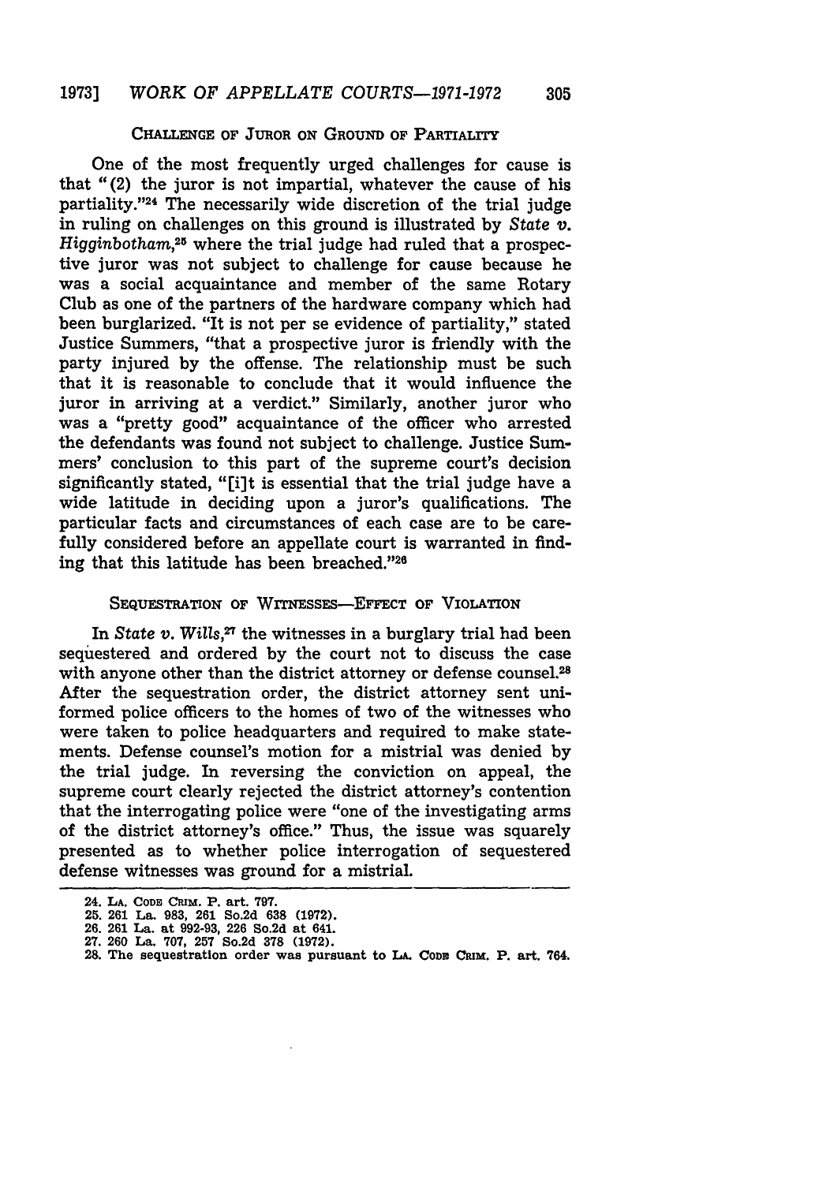## CHALLENGE OF JUROR ON GROUND OF PARTIALITY

One of the most frequently urged challenges for cause is that "(2) the juror is not impartial, whatever the cause of his partiality."[24] The necessarily wide discretion of the trial judge in ruling on challenges on this ground is illustrated by *State v. Higginbotham*,[25] where the trial judge had ruled that a prospective juror was not subject to challenge for cause because he was a social acquaintance and member of the same Rotary Club as one of the partners of the hardware company which had been burglarized. "It is not per se evidence of partiality," stated Justice Summers, "that a prospective juror is friendly with the party injured by the offense. The relationship must be such that it is reasonable to conclude that it would influence the juror in arriving at a verdict." Similarly, another juror who was a "pretty good" acquaintance of the officer who arrested the defendants was found not subject to challenge. Justice Summers' conclusion to this part of the supreme court's decision significantly stated, "[i]t is essential that the trial judge have a wide latitude in deciding upon a juror's qualifications. The particular facts and circumstances of each case are to be carefully considered before an appellate court is warranted in finding that this latitude has been breached."[26]

## SEQUESTRATION OF WITNESSES—EFFECT OF VIOLATION

In *State v. Wills*,[27] the witnesses in a burglary trial had been sequestered and ordered by the court not to discuss the case with anyone other than the district attorney or defense counsel.[28] After the sequestration order, the district attorney sent uniformed police officers to the homes of two of the witnesses who were taken to police headquarters and required to make statements. Defense counsel's motion for a mistrial was denied by the trial judge. In reversing the conviction on appeal, the supreme court clearly rejected the district attorney's contention that the interrogating police were "one of the investigating arms of the district attorney's office." Thus, the issue was squarely presented as to whether police interrogation of sequestered defense witnesses was ground for a mistrial.

---

24. LA. CODE CRIM. P. art. 797.
25. 261 La. 983, 261 So.2d 638 (1972).
26. 261 La. at 992-93, 226 So.2d at 641.
27. 260 La. 707, 257 So.2d 378 (1972).
28. The sequestration order was pursuant to LA. CODE CRIM. P. art. 764.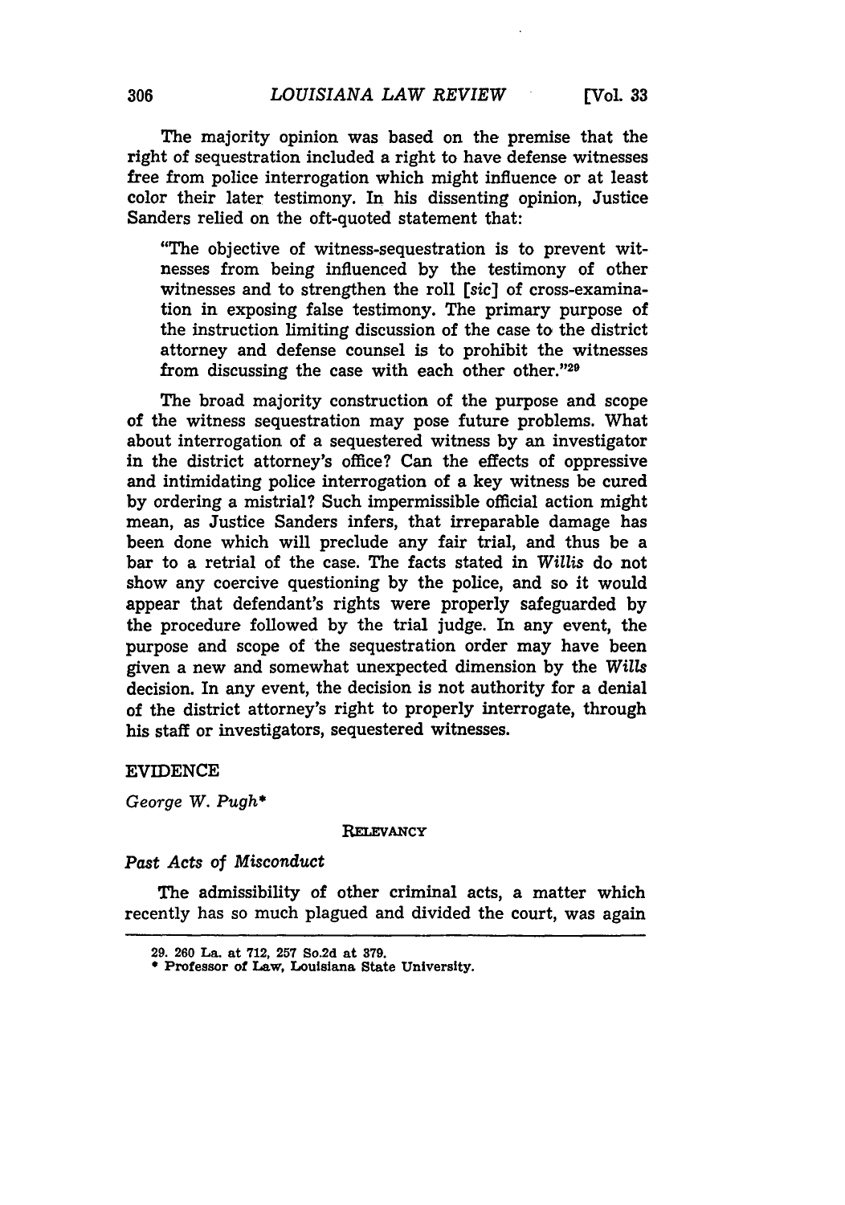The majority opinion was based on the premise that the right of sequestration included a right to have defense witnesses free from police interrogation which might influence or at least color their later testimony. In his dissenting opinion, Justice Sanders relied on the oft-quoted statement that:

> "The objective of witness-sequestration is to prevent witnesses from being influenced by the testimony of other witnesses and to strengthen the roll [*sic*] of cross-examination in exposing false testimony. The primary purpose of the instruction limiting discussion of the case to the district attorney and defense counsel is to prohibit the witnesses from discussing the case with each other other."[29]

The broad majority construction of the purpose and scope of the witness sequestration may pose future problems. What about interrogation of a sequestered witness by an investigator in the district attorney's office? Can the effects of oppressive and intimidating police interrogation of a key witness be cured by ordering a mistrial? Such impermissible official action might mean, as Justice Sanders infers, that irreparable damage has been done which will preclude any fair trial, and thus be a bar to a retrial of the case. The facts stated in *Willis* do not show any coercive questioning by the police, and so it would appear that defendant's rights were properly safeguarded by the procedure followed by the trial judge. In any event, the purpose and scope of the sequestration order may have been given a new and somewhat unexpected dimension by the *Wills* decision. In any event, the decision is not authority for a denial of the district attorney's right to properly interrogate, through his staff or investigators, sequestered witnesses.

## EVIDENCE

*George W. Pugh*\*

### RELEVANCY

#### *Past Acts of Misconduct*

The admissibility of other criminal acts, a matter which recently has so much plagued and divided the court, was again

---

29. 260 La. at 712, 257 So.2d at 379.

\* Professor of Law, Louisiana State University.